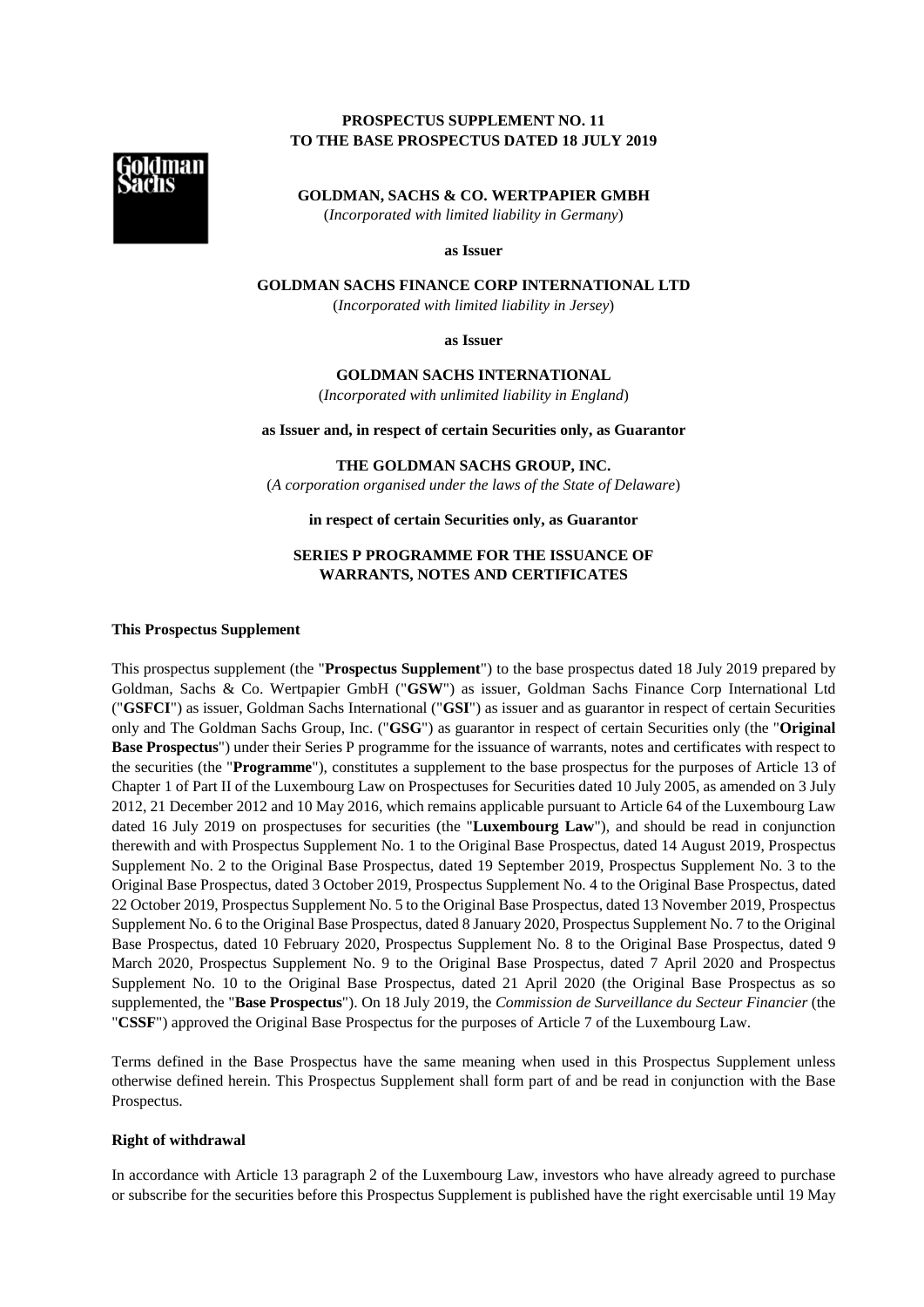**PROSPECTUS SUPPLEMENT NO. 11**
**TO THE BASE PROSPECTUS DATED 18 JULY 2019**

**GOLDMAN, SACHS & CO. WERTPAPIER GMBH**
(*Incorporated with limited liability in Germany*)

**as Issuer**

**GOLDMAN SACHS FINANCE CORP INTERNATIONAL LTD**
(*Incorporated with limited liability in Jersey*)

**as Issuer**

**GOLDMAN SACHS INTERNATIONAL**
(*Incorporated with unlimited liability in England*)

**as Issuer and, in respect of certain Securities only, as Guarantor**

**THE GOLDMAN SACHS GROUP, INC.**
(*A corporation organised under the laws of the State of Delaware*)

**in respect of certain Securities only, as Guarantor**

**SERIES P PROGRAMME FOR THE ISSUANCE OF WARRANTS, NOTES AND CERTIFICATES**

**This Prospectus Supplement**

This prospectus supplement (the "**Prospectus Supplement**") to the base prospectus dated 18 July 2019 prepared by Goldman, Sachs & Co. Wertpapier GmbH ("**GSW**") as issuer, Goldman Sachs Finance Corp International Ltd ("**GSFCI**") as issuer, Goldman Sachs International ("**GSI**") as issuer and as guarantor in respect of certain Securities only and The Goldman Sachs Group, Inc. ("**GSG**") as guarantor in respect of certain Securities only (the "**Original Base Prospectus**") under their Series P programme for the issuance of warrants, notes and certificates with respect to the securities (the "**Programme**"), constitutes a supplement to the base prospectus for the purposes of Article 13 of Chapter 1 of Part II of the Luxembourg Law on Prospectuses for Securities dated 10 July 2005, as amended on 3 July 2012, 21 December 2012 and 10 May 2016, which remains applicable pursuant to Article 64 of the Luxembourg Law dated 16 July 2019 on prospectuses for securities (the "**Luxembourg Law**"), and should be read in conjunction therewith and with Prospectus Supplement No. 1 to the Original Base Prospectus, dated 14 August 2019, Prospectus Supplement No. 2 to the Original Base Prospectus, dated 19 September 2019, Prospectus Supplement No. 3 to the Original Base Prospectus, dated 3 October 2019, Prospectus Supplement No. 4 to the Original Base Prospectus, dated 22 October 2019, Prospectus Supplement No. 5 to the Original Base Prospectus, dated 13 November 2019, Prospectus Supplement No. 6 to the Original Base Prospectus, dated 8 January 2020, Prospectus Supplement No. 7 to the Original Base Prospectus, dated 10 February 2020, Prospectus Supplement No. 8 to the Original Base Prospectus, dated 9 March 2020, Prospectus Supplement No. 9 to the Original Base Prospectus, dated 7 April 2020 and Prospectus Supplement No. 10 to the Original Base Prospectus, dated 21 April 2020 (the Original Base Prospectus as so supplemented, the "**Base Prospectus**"). On 18 July 2019, the *Commission de Surveillance du Secteur Financier* (the "**CSSF**") approved the Original Base Prospectus for the purposes of Article 7 of the Luxembourg Law.

Terms defined in the Base Prospectus have the same meaning when used in this Prospectus Supplement unless otherwise defined herein. This Prospectus Supplement shall form part of and be read in conjunction with the Base Prospectus.

**Right of withdrawal**

In accordance with Article 13 paragraph 2 of the Luxembourg Law, investors who have already agreed to purchase or subscribe for the securities before this Prospectus Supplement is published have the right exercisable until 19 May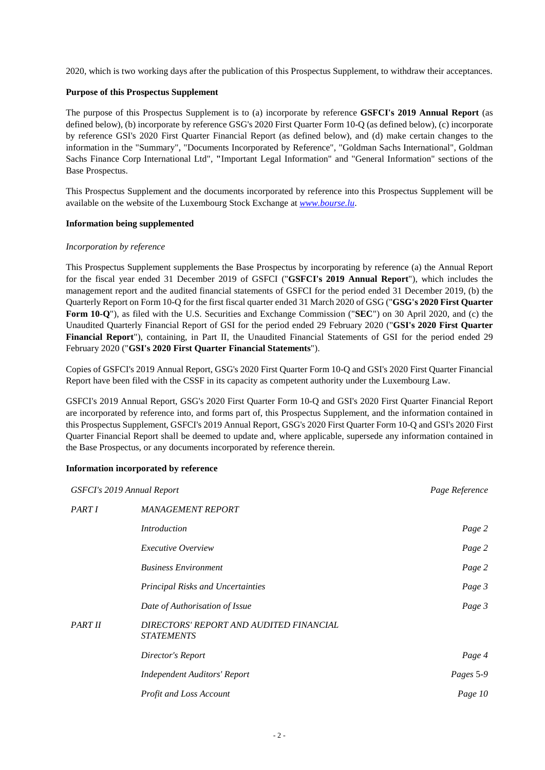2020, which is two working days after the publication of this Prospectus Supplement, to withdraw their acceptances.

**Purpose of this Prospectus Supplement**

The purpose of this Prospectus Supplement is to (a) incorporate by reference **GSFCI's 2019 Annual Report** (as defined below), (b) incorporate by reference GSG's 2020 First Quarter Form 10-Q (as defined below), (c) incorporate by reference GSI's 2020 First Quarter Financial Report (as defined below), and (d) make certain changes to the information in the "Summary", "Documents Incorporated by Reference", "Goldman Sachs International", Goldman Sachs Finance Corp International Ltd", "Important Legal Information" and "General Information" sections of the Base Prospectus.

This Prospectus Supplement and the documents incorporated by reference into this Prospectus Supplement will be available on the website of the Luxembourg Stock Exchange at *www.bourse.lu*.

**Information being supplemented**

*Incorporation by reference*

This Prospectus Supplement supplements the Base Prospectus by incorporating by reference (a) the Annual Report for the fiscal year ended 31 December 2019 of GSFCI ("**GSFCI's 2019 Annual Report**"), which includes the management report and the audited financial statements of GSFCI for the period ended 31 December 2019, (b) the Quarterly Report on Form 10-Q for the first fiscal quarter ended 31 March 2020 of GSG ("**GSG's 2020 First Quarter Form 10-Q**"), as filed with the U.S. Securities and Exchange Commission ("**SEC**") on 30 April 2020, and (c) the Unaudited Quarterly Financial Report of GSI for the period ended 29 February 2020 ("**GSI's 2020 First Quarter Financial Report**"), containing, in Part II, the Unaudited Financial Statements of GSI for the period ended 29 February 2020 ("**GSI's 2020 First Quarter Financial Statements**").

Copies of GSFCI's 2019 Annual Report, GSG's 2020 First Quarter Form 10-Q and GSI's 2020 First Quarter Financial Report have been filed with the CSSF in its capacity as competent authority under the Luxembourg Law.

GSFCI's 2019 Annual Report, GSG's 2020 First Quarter Form 10-Q and GSI's 2020 First Quarter Financial Report are incorporated by reference into, and forms part of, this Prospectus Supplement, and the information contained in this Prospectus Supplement, GSFCI's 2019 Annual Report, GSG's 2020 First Quarter Form 10-Q and GSI's 2020 First Quarter Financial Report shall be deemed to update and, where applicable, supersede any information contained in the Base Prospectus, or any documents incorporated by reference therein.

**Information incorporated by reference**

| *GSFCI's 2019 Annual Report* | | *Page Reference* |
|---|---|---|
| *PART I* | *MANAGEMENT REPORT* | |
| | *Introduction* | *Page 2* |
| | *Executive Overview* | *Page 2* |
| | *Business Environment* | *Page 2* |
| | *Principal Risks and Uncertainties* | *Page 3* |
| | *Date of Authorisation of Issue* | *Page 3* |
| *PART II* | *DIRECTORS' REPORT AND AUDITED FINANCIAL STATEMENTS* | |
| | *Director's Report* | *Page 4* |
| | *Independent Auditors' Report* | *Pages 5-9* |
| | *Profit and Loss Account* | *Page 10* |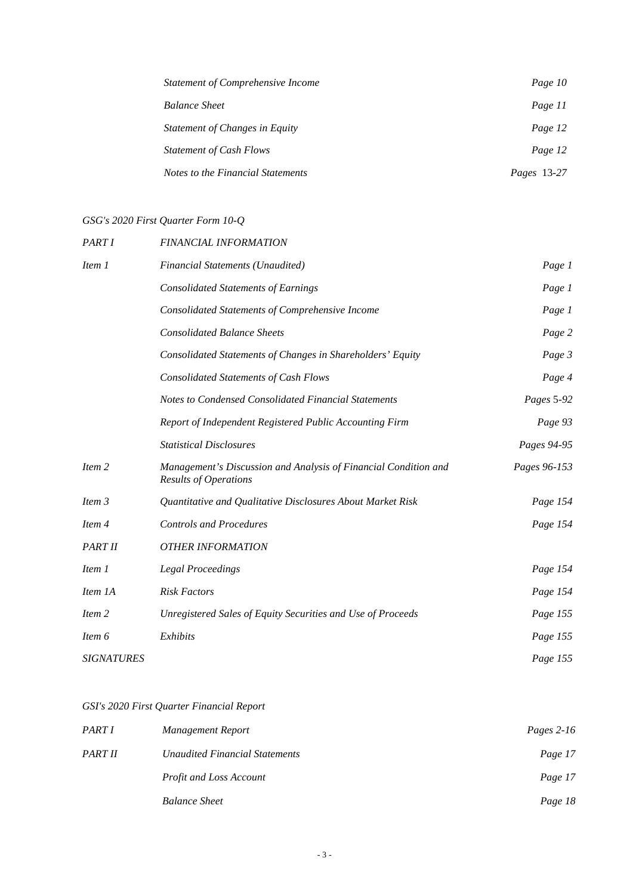| | |
|---|---|
| *Statement of Comprehensive Income* | *Page 10* |
| *Balance Sheet* | *Page 11* |
| *Statement of Changes in Equity* | *Page 12* |
| *Statement of Cash Flows* | *Page 12* |
| *Notes to the Financial Statements* | *Pages 13-27* |

*GSG's 2020 First Quarter Form 10-Q*

| | | |
|---|---|---|
| *PART I* | *FINANCIAL INFORMATION* | |
| *Item 1* | *Financial Statements (Unaudited)* | *Page 1* |
| | *Consolidated Statements of Earnings* | *Page 1* |
| | *Consolidated Statements of Comprehensive Income* | *Page 1* |
| | *Consolidated Balance Sheets* | *Page 2* |
| | *Consolidated Statements of Changes in Shareholders' Equity* | *Page 3* |
| | *Consolidated Statements of Cash Flows* | *Page 4* |
| | *Notes to Condensed Consolidated Financial Statements* | *Pages 5-92* |
| | *Report of Independent Registered Public Accounting Firm* | *Page 93* |
| | *Statistical Disclosures* | *Pages 94-95* |
| *Item 2* | *Management's Discussion and Analysis of Financial Condition and Results of Operations* | *Pages 96-153* |
| *Item 3* | *Quantitative and Qualitative Disclosures About Market Risk* | *Page 154* |
| *Item 4* | *Controls and Procedures* | *Page 154* |
| *PART II* | *OTHER INFORMATION* | |
| *Item 1* | *Legal Proceedings* | *Page 154* |
| *Item 1A* | *Risk Factors* | *Page 154* |
| *Item 2* | *Unregistered Sales of Equity Securities and Use of Proceeds* | *Page 155* |
| *Item 6* | *Exhibits* | *Page 155* |
| *SIGNATURES* | | *Page 155* |

*GSI's 2020 First Quarter Financial Report*

| | | |
|---|---|---|
| *PART I* | *Management Report* | *Pages 2-16* |
| *PART II* | *Unaudited Financial Statements* | *Page 17* |
| | *Profit and Loss Account* | *Page 17* |
| | *Balance Sheet* | *Page 18* |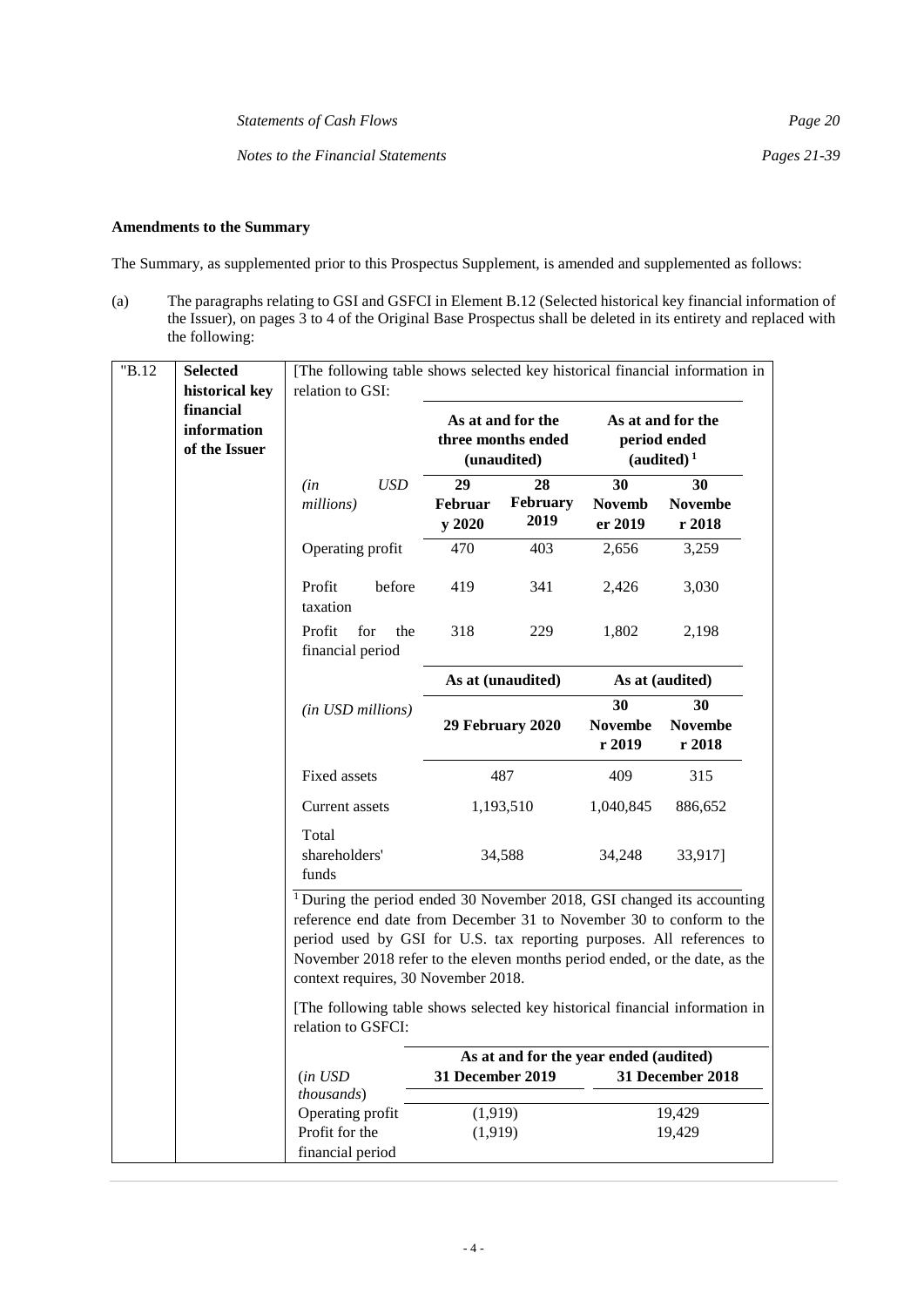*Statements of Cash Flows* *Page 20*

*Notes to the Financial Statements* *Pages 21-39*

**Amendments to the Summary**

The Summary, as supplemented prior to this Prospectus Supplement, is amended and supplemented as follows:

(a) The paragraphs relating to GSI and GSFCI in Element B.12 (Selected historical key financial information of the Issuer), on pages 3 to 4 of the Original Base Prospectus shall be deleted in its entirety and replaced with the following:

"B.12 **Selected historical key financial information of the Issuer**

[The following table shows selected key historical financial information in relation to GSI:

| | As at and for the three months ended (unaudited) | | As at and for the period ended (audited) [1] | |
|---|---|---|---|---|
| *(in USD millions)* | **29 February 2020** | **28 February 2019** | **30 November 2019** | **30 November 2018** |
| Operating profit | 470 | 403 | 2,656 | 3,259 |
| Profit before taxation | 419 | 341 | 2,426 | 3,030 |
| Profit for the financial period | 318 | 229 | 1,802 | 2,198 |

| | As at (unaudited) | As at (audited) | |
|---|---|---|---|
| *(in USD millions)* | **29 February 2020** | **30 November 2019** | **30 November 2018** |
| Fixed assets | 487 | 409 | 315 |
| Current assets | 1,193,510 | 1,040,845 | 886,652 |
| Total shareholders' funds | 34,588 | 34,248 | 33,917] |

[1] During the period ended 30 November 2018, GSI changed its accounting reference end date from December 31 to November 30 to conform to the period used by GSI for U.S. tax reporting purposes. All references to November 2018 refer to the eleven months period ended, or the date, as the context requires, 30 November 2018.

[The following table shows selected key historical financial information in relation to GSFCI:

| | As at and for the year ended (audited) | |
|---|---|---|
| (*in USD thousands*) | **31 December 2019** | **31 December 2018** |
| Operating profit | (1,919) | 19,429 |
| Profit for the financial period | (1,919) | 19,429 |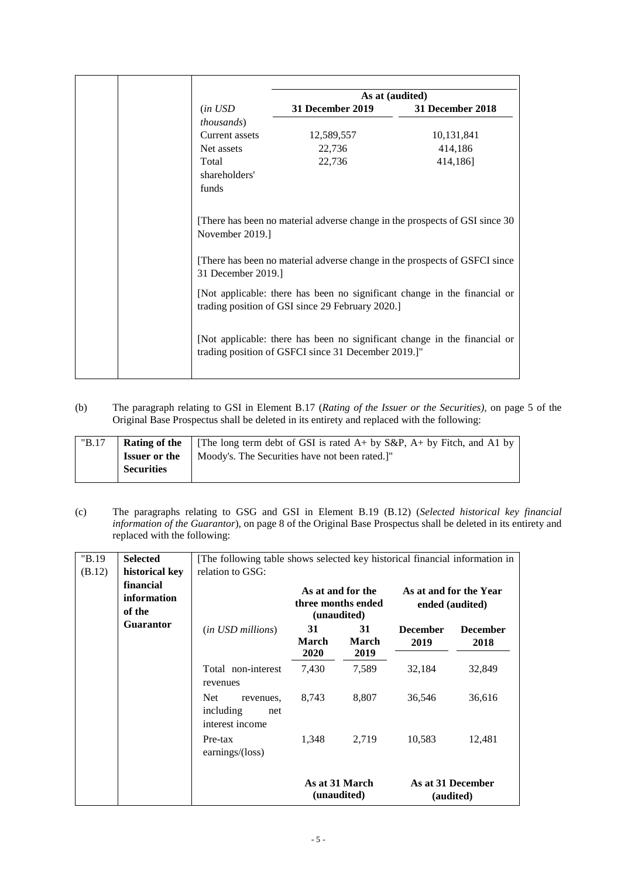| | | | As at (audited) | |
|---|---|---|---|---|
| | | (*in USD thousands*) | **31 December 2019** | **31 December 2018** |
| | | Current assets | 12,589,557 | 10,131,841 |
| | | Net assets | 22,736 | 414,186 |
| | | Total shareholders' funds | 22,736 | 414,186] |
| | | [There has been no material adverse change in the prospects of GSI since 30 November 2019.] | | |
| | | [There has been no material adverse change in the prospects of GSFCI since 31 December 2019.] | | |
| | | [Not applicable: there has been no significant change in the financial or trading position of GSI since 29 February 2020.] | | |
| | | [Not applicable: there has been no significant change in the financial or trading position of GSFCI since 31 December 2019.]" | | |

(b) The paragraph relating to GSI in Element B.17 (*Rating of the Issuer or the Securities)*, on page 5 of the Original Base Prospectus shall be deleted in its entirety and replaced with the following:

| "B.17 | **Rating of the Issuer or the Securities** | [The long term debt of GSI is rated A+ by S&P, A+ by Fitch, and A1 by Moody's. The Securities have not been rated.]" |
|---|---|---|

(c) The paragraphs relating to GSG and GSI in Element B.19 (B.12) (*Selected historical key financial information of the Guarantor*), on page 8 of the Original Base Prospectus shall be deleted in its entirety and replaced with the following:

| "B.19 (B.12) | **Selected historical key financial information of the Guarantor** | [The following table shows selected key historical financial information in relation to GSG: | | | | |
|---|---|---|---|---|---|---|
| | | | **As at and for the three months ended (unaudited)** | | **As at and for the Year ended (audited)** | |
| | | (*in USD millions*) | **31 March 2020** | **31 March 2019** | **December 2019** | **December 2018** |
| | | Total non-interest revenues | 7,430 | 7,589 | 32,184 | 32,849 |
| | | Net revenues, including net interest income | 8,743 | 8,807 | 36,546 | 36,616 |
| | | Pre-tax earnings/(loss) | 1,348 | 2,719 | 10,583 | 12,481 |
| | | | **As at 31 March (unaudited)** | | **As at 31 December (audited)** | |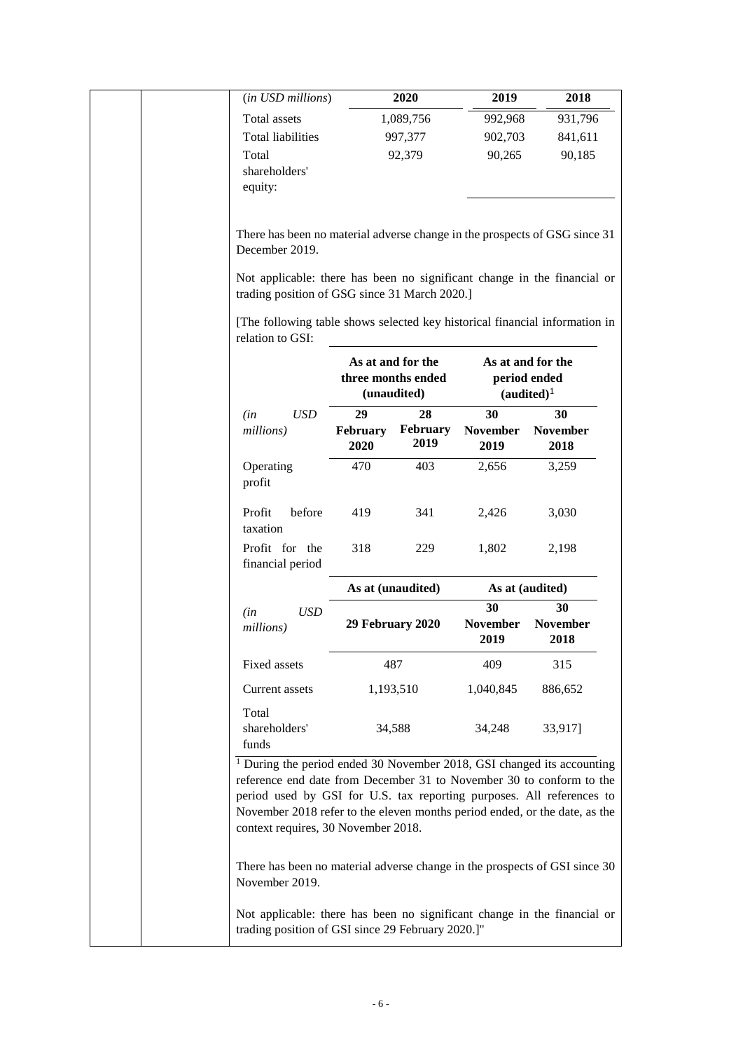| *(in USD millions)* | 2020 | 2019 | 2018 |
|---|---|---|---|
| Total assets | 1,089,756 | 992,968 | 931,796 |
| Total liabilities | 997,377 | 902,703 | 841,611 |
| Total shareholders' equity: | 92,379 | 90,265 | 90,185 |

There has been no material adverse change in the prospects of GSG since 31 December 2019.

Not applicable: there has been no significant change in the financial or trading position of GSG since 31 March 2020.]

[The following table shows selected key historical financial information in relation to GSI:

| | As at and for the three months ended (unaudited) | | As at and for the period ended (audited)[1] | |
|---|---|---|---|---|
| *(in USD millions)* | **29 February 2020** | **28 February 2019** | **30 November 2019** | **30 November 2018** |
| Operating profit | 470 | 403 | 2,656 | 3,259 |
| Profit before taxation | 419 | 341 | 2,426 | 3,030 |
| Profit for the financial period | 318 | 229 | 1,802 | 2,198 |

| | As at (unaudited) | As at (audited) | |
|---|---|---|---|
| *(in USD millions)* | **29 February 2020** | **30 November 2019** | **30 November 2018** |
| Fixed assets | 487 | 409 | 315 |
| Current assets | 1,193,510 | 1,040,845 | 886,652 |
| Total shareholders' funds | 34,588 | 34,248 | 33,917] |

[1] During the period ended 30 November 2018, GSI changed its accounting reference end date from December 31 to November 30 to conform to the period used by GSI for U.S. tax reporting purposes. All references to November 2018 refer to the eleven months period ended, or the date, as the context requires, 30 November 2018.

There has been no material adverse change in the prospects of GSI since 30 November 2019.

Not applicable: there has been no significant change in the financial or trading position of GSI since 29 February 2020.]"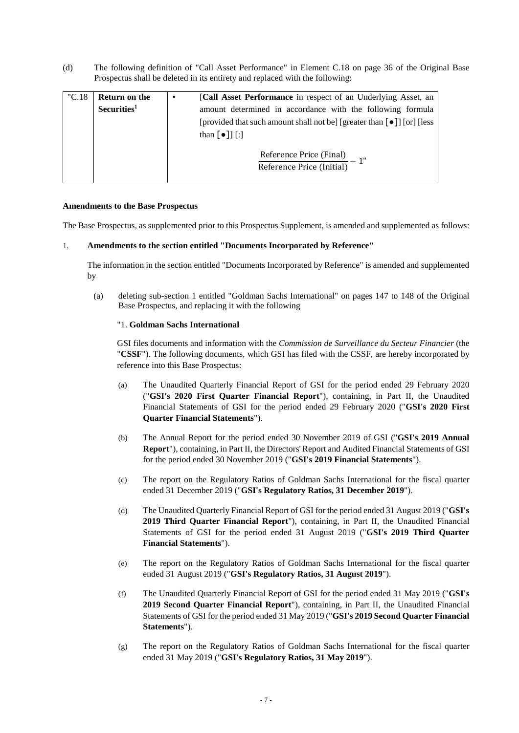(d) The following definition of "Call Asset Performance" in Element C.18 on page 36 of the Original Base Prospectus shall be deleted in its entirety and replaced with the following:

| "C.18 | **Return on the Securities**[1] | • [**Call Asset Performance** in respect of an Underlying Asset, an amount determined in accordance with the following formula [provided that such amount shall not be] [greater than [●]] [or] [less than [●]] [:] $$\frac{\text{Reference Price (Final)}}{\text{Reference Price (Initial)}} - 1\text{"}$$ |
|---|---|---|

**Amendments to the Base Prospectus**

The Base Prospectus, as supplemented prior to this Prospectus Supplement, is amended and supplemented as follows:

1. **Amendments to the section entitled "Documents Incorporated by Reference"**

   The information in the section entitled "Documents Incorporated by Reference" is amended and supplemented by

   (a) deleting sub-section 1 entitled "Goldman Sachs International" on pages 147 to 148 of the Original Base Prospectus, and replacing it with the following

   "1. **Goldman Sachs International**

   GSI files documents and information with the *Commission de Surveillance du Secteur Financier* (the "**CSSF**"). The following documents, which GSI has filed with the CSSF, are hereby incorporated by reference into this Base Prospectus:

   (a) The Unaudited Quarterly Financial Report of GSI for the period ended 29 February 2020 ("**GSI's 2020 First Quarter Financial Report**"), containing, in Part II, the Unaudited Financial Statements of GSI for the period ended 29 February 2020 ("**GSI's 2020 First Quarter Financial Statements**").

   (b) The Annual Report for the period ended 30 November 2019 of GSI ("**GSI's 2019 Annual Report**"), containing, in Part II, the Directors' Report and Audited Financial Statements of GSI for the period ended 30 November 2019 ("**GSI's 2019 Financial Statements**").

   (c) The report on the Regulatory Ratios of Goldman Sachs International for the fiscal quarter ended 31 December 2019 ("**GSI's Regulatory Ratios, 31 December 2019**").

   (d) The Unaudited Quarterly Financial Report of GSI for the period ended 31 August 2019 ("**GSI's 2019 Third Quarter Financial Report**"), containing, in Part II, the Unaudited Financial Statements of GSI for the period ended 31 August 2019 ("**GSI's 2019 Third Quarter Financial Statements**").

   (e) The report on the Regulatory Ratios of Goldman Sachs International for the fiscal quarter ended 31 August 2019 ("**GSI's Regulatory Ratios, 31 August 2019**").

   (f) The Unaudited Quarterly Financial Report of GSI for the period ended 31 May 2019 ("**GSI's 2019 Second Quarter Financial Report**"), containing, in Part II, the Unaudited Financial Statements of GSI for the period ended 31 May 2019 ("**GSI's 2019 Second Quarter Financial Statements**").

   (g) The report on the Regulatory Ratios of Goldman Sachs International for the fiscal quarter ended 31 May 2019 ("**GSI's Regulatory Ratios, 31 May 2019**").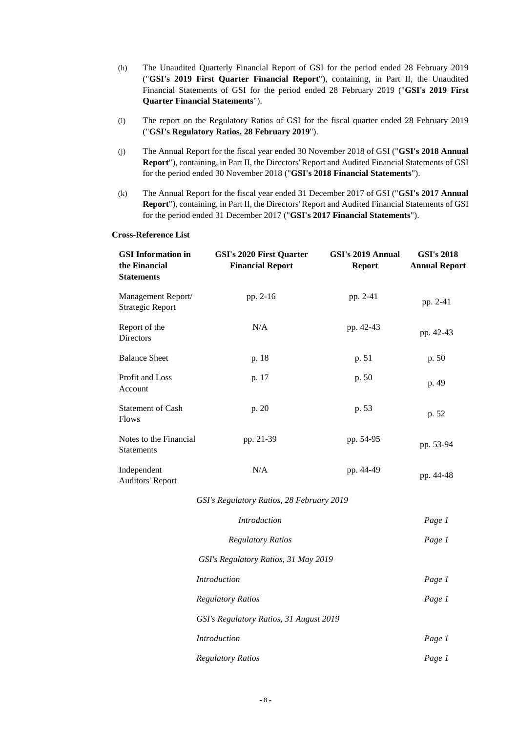(h) The Unaudited Quarterly Financial Report of GSI for the period ended 28 February 2019 ("**GSI's 2019 First Quarter Financial Report**"), containing, in Part II, the Unaudited Financial Statements of GSI for the period ended 28 February 2019 ("**GSI's 2019 First Quarter Financial Statements**").

(i) The report on the Regulatory Ratios of GSI for the fiscal quarter ended 28 February 2019 ("**GSI's Regulatory Ratios, 28 February 2019**").

(j) The Annual Report for the fiscal year ended 30 November 2018 of GSI ("**GSI's 2018 Annual Report**"), containing, in Part II, the Directors' Report and Audited Financial Statements of GSI for the period ended 30 November 2018 ("**GSI's 2018 Financial Statements**").

(k) The Annual Report for the fiscal year ended 31 December 2017 of GSI ("**GSI's 2017 Annual Report**"), containing, in Part II, the Directors' Report and Audited Financial Statements of GSI for the period ended 31 December 2017 ("**GSI's 2017 Financial Statements**").

**Cross-Reference List**

| **GSI Information in the Financial Statements** | **GSI's 2020 First Quarter Financial Report** | **GSI's 2019 Annual Report** | **GSI's 2018 Annual Report** |
|---|---|---|---|
| Management Report/ Strategic Report | pp. 2-16 | pp. 2-41 | pp. 2-41 |
| Report of the Directors | N/A | pp. 42-43 | pp. 42-43 |
| Balance Sheet | p. 18 | p. 51 | p. 50 |
| Profit and Loss Account | p. 17 | p. 50 | p. 49 |
| Statement of Cash Flows | p. 20 | p. 53 | p. 52 |
| Notes to the Financial Statements | pp. 21-39 | pp. 54-95 | pp. 53-94 |
| Independent Auditors' Report | N/A | pp. 44-49 | pp. 44-48 |

*GSI's Regulatory Ratios, 28 February 2019*

| | |
|---|---|
| *Introduction* | *Page 1* |
| *Regulatory Ratios* | *Page 1* |

*GSI's Regulatory Ratios, 31 May 2019*

| | |
|---|---|
| *Introduction* | *Page 1* |
| *Regulatory Ratios* | *Page 1* |

*GSI's Regulatory Ratios, 31 August 2019*

| | |
|---|---|
| *Introduction* | *Page 1* |
| *Regulatory Ratios* | *Page 1* |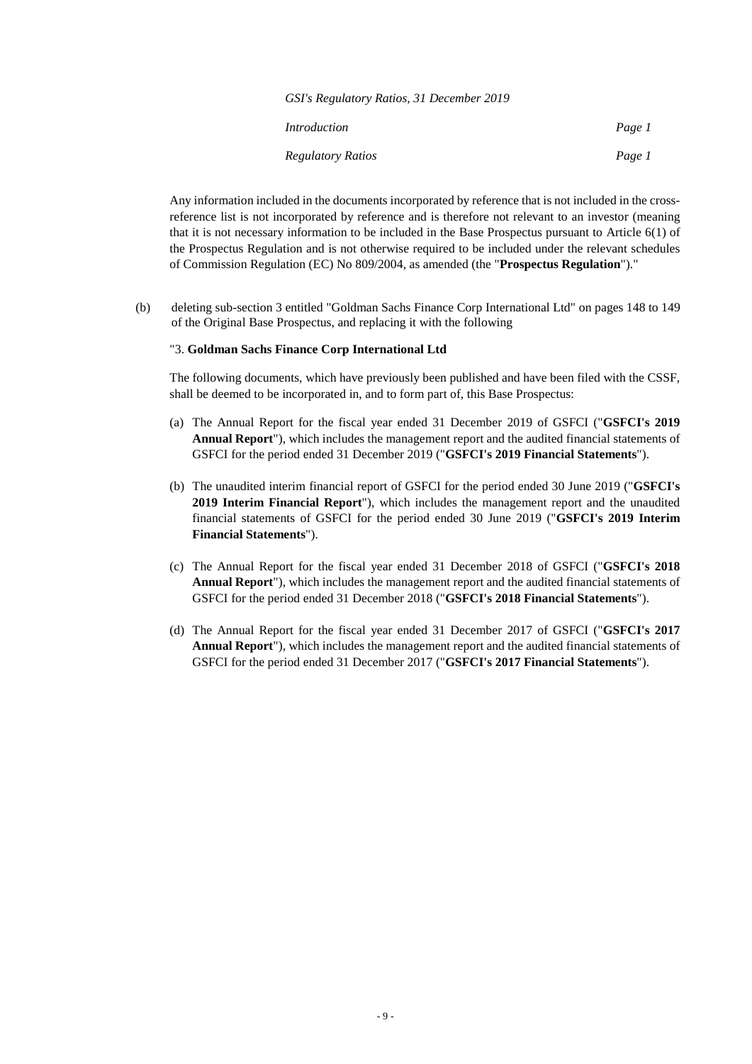*GSI's Regulatory Ratios, 31 December 2019*

| | |
|---|---|
| *Introduction* | *Page 1* |
| *Regulatory Ratios* | *Page 1* |

Any information included in the documents incorporated by reference that is not included in the cross-reference list is not incorporated by reference and is therefore not relevant to an investor (meaning that it is not necessary information to be included in the Base Prospectus pursuant to Article 6(1) of the Prospectus Regulation and is not otherwise required to be included under the relevant schedules of Commission Regulation (EC) No 809/2004, as amended (the "**Prospectus Regulation**")."

(b) deleting sub-section 3 entitled "Goldman Sachs Finance Corp International Ltd" on pages 148 to 149 of the Original Base Prospectus, and replacing it with the following

"3. **Goldman Sachs Finance Corp International Ltd**

The following documents, which have previously been published and have been filed with the CSSF, shall be deemed to be incorporated in, and to form part of, this Base Prospectus:

(a) The Annual Report for the fiscal year ended 31 December 2019 of GSFCI ("**GSFCI's 2019 Annual Report**"), which includes the management report and the audited financial statements of GSFCI for the period ended 31 December 2019 ("**GSFCI's 2019 Financial Statements**").

(b) The unaudited interim financial report of GSFCI for the period ended 30 June 2019 ("**GSFCI's 2019 Interim Financial Report**"), which includes the management report and the unaudited financial statements of GSFCI for the period ended 30 June 2019 ("**GSFCI's 2019 Interim Financial Statements**").

(c) The Annual Report for the fiscal year ended 31 December 2018 of GSFCI ("**GSFCI's 2018 Annual Report**"), which includes the management report and the audited financial statements of GSFCI for the period ended 31 December 2018 ("**GSFCI's 2018 Financial Statements**").

(d) The Annual Report for the fiscal year ended 31 December 2017 of GSFCI ("**GSFCI's 2017 Annual Report**"), which includes the management report and the audited financial statements of GSFCI for the period ended 31 December 2017 ("**GSFCI's 2017 Financial Statements**").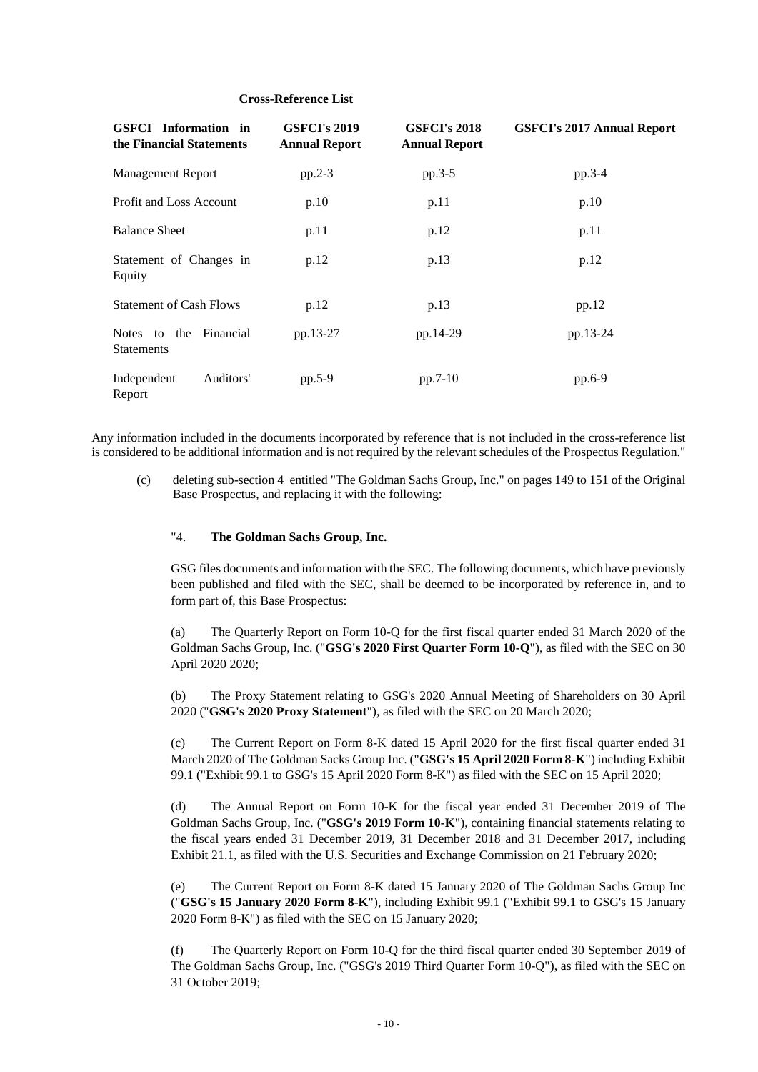**Cross-Reference List**

| GSFCI Information in the Financial Statements | GSFCI's 2019 Annual Report | GSFCI's 2018 Annual Report | GSFCI's 2017 Annual Report |
|---|---|---|---|
| Management Report | pp.2-3 | pp.3-5 | pp.3-4 |
| Profit and Loss Account | p.10 | p.11 | p.10 |
| Balance Sheet | p.11 | p.12 | p.11 |
| Statement of Changes in Equity | p.12 | p.13 | p.12 |
| Statement of Cash Flows | p.12 | p.13 | pp.12 |
| Notes to the Financial Statements | pp.13-27 | pp.14-29 | pp.13-24 |
| Independent Auditors' Report | pp.5-9 | pp.7-10 | pp.6-9 |

Any information included in the documents incorporated by reference that is not included in the cross-reference list is considered to be additional information and is not required by the relevant schedules of the Prospectus Regulation."

(c) deleting sub-section 4 entitled "The Goldman Sachs Group, Inc." on pages 149 to 151 of the Original Base Prospectus, and replacing it with the following:

"4. **The Goldman Sachs Group, Inc.**

GSG files documents and information with the SEC. The following documents, which have previously been published and filed with the SEC, shall be deemed to be incorporated by reference in, and to form part of, this Base Prospectus:

(a) The Quarterly Report on Form 10-Q for the first fiscal quarter ended 31 March 2020 of the Goldman Sachs Group, Inc. ("**GSG's 2020 First Quarter Form 10-Q**"), as filed with the SEC on 30 April 2020 2020;

(b) The Proxy Statement relating to GSG's 2020 Annual Meeting of Shareholders on 30 April 2020 ("**GSG's 2020 Proxy Statement**"), as filed with the SEC on 20 March 2020;

(c) The Current Report on Form 8-K dated 15 April 2020 for the first fiscal quarter ended 31 March 2020 of The Goldman Sacks Group Inc. ("**GSG's 15 April 2020 Form 8-K**") including Exhibit 99.1 ("Exhibit 99.1 to GSG's 15 April 2020 Form 8-K") as filed with the SEC on 15 April 2020;

(d) The Annual Report on Form 10-K for the fiscal year ended 31 December 2019 of The Goldman Sachs Group, Inc. ("**GSG's 2019 Form 10-K**"), containing financial statements relating to the fiscal years ended 31 December 2019, 31 December 2018 and 31 December 2017, including Exhibit 21.1, as filed with the U.S. Securities and Exchange Commission on 21 February 2020;

(e) The Current Report on Form 8-K dated 15 January 2020 of The Goldman Sachs Group Inc ("**GSG's 15 January 2020 Form 8-K**"), including Exhibit 99.1 ("Exhibit 99.1 to GSG's 15 January 2020 Form 8-K") as filed with the SEC on 15 January 2020;

(f) The Quarterly Report on Form 10-Q for the third fiscal quarter ended 30 September 2019 of The Goldman Sachs Group, Inc. ("GSG's 2019 Third Quarter Form 10-Q"), as filed with the SEC on 31 October 2019;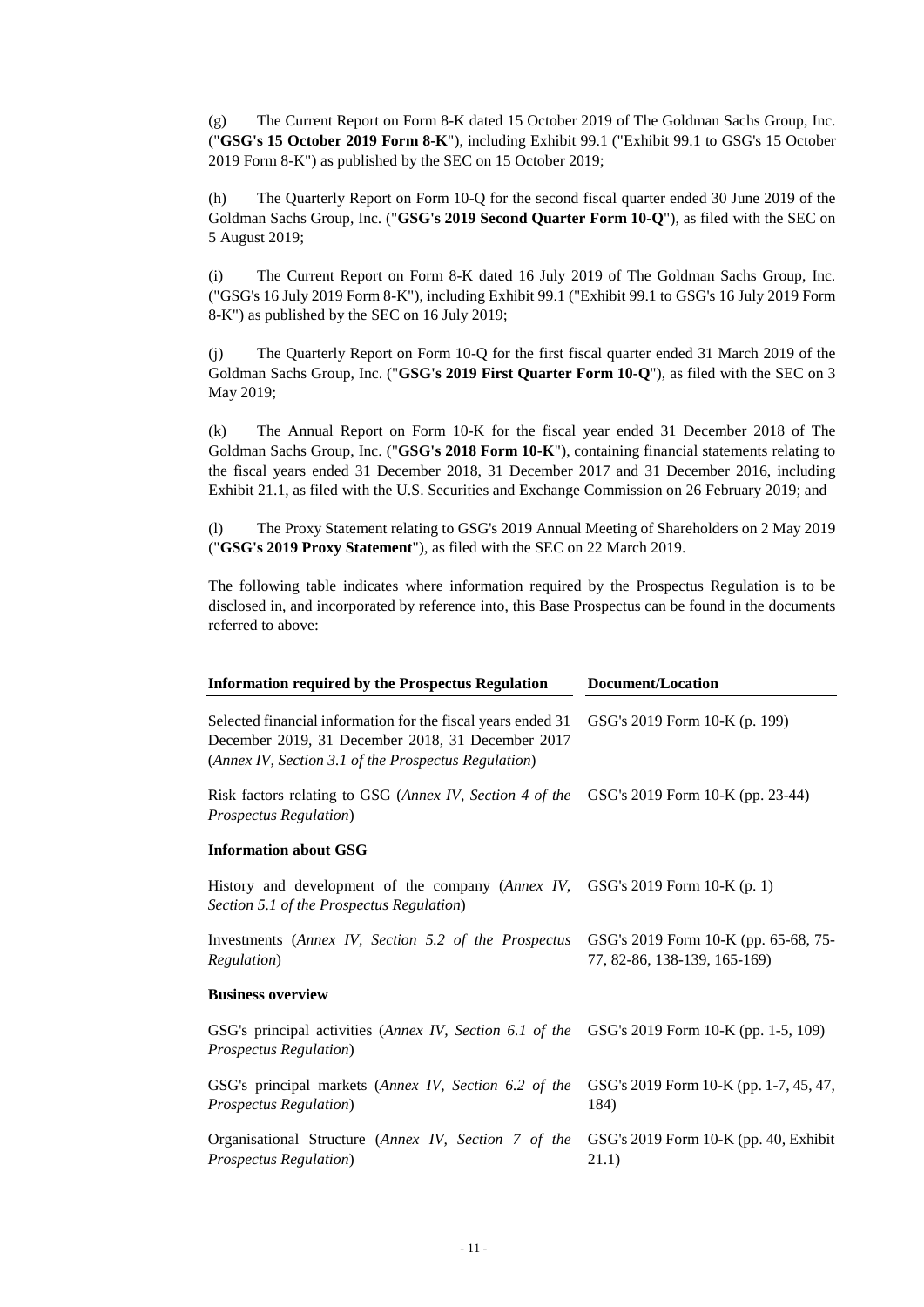(g) The Current Report on Form 8-K dated 15 October 2019 of The Goldman Sachs Group, Inc. ("**GSG's 15 October 2019 Form 8-K**"), including Exhibit 99.1 ("Exhibit 99.1 to GSG's 15 October 2019 Form 8-K") as published by the SEC on 15 October 2019;

(h) The Quarterly Report on Form 10-Q for the second fiscal quarter ended 30 June 2019 of the Goldman Sachs Group, Inc. ("**GSG's 2019 Second Quarter Form 10-Q**"), as filed with the SEC on 5 August 2019;

(i) The Current Report on Form 8-K dated 16 July 2019 of The Goldman Sachs Group, Inc. ("GSG's 16 July 2019 Form 8-K"), including Exhibit 99.1 ("Exhibit 99.1 to GSG's 16 July 2019 Form 8-K") as published by the SEC on 16 July 2019;

(j) The Quarterly Report on Form 10-Q for the first fiscal quarter ended 31 March 2019 of the Goldman Sachs Group, Inc. ("**GSG's 2019 First Quarter Form 10-Q**"), as filed with the SEC on 3 May 2019;

(k) The Annual Report on Form 10-K for the fiscal year ended 31 December 2018 of The Goldman Sachs Group, Inc. ("**GSG's 2018 Form 10-K**"), containing financial statements relating to the fiscal years ended 31 December 2018, 31 December 2017 and 31 December 2016, including Exhibit 21.1, as filed with the U.S. Securities and Exchange Commission on 26 February 2019; and

(l) The Proxy Statement relating to GSG's 2019 Annual Meeting of Shareholders on 2 May 2019 ("**GSG's 2019 Proxy Statement**"), as filed with the SEC on 22 March 2019.

The following table indicates where information required by the Prospectus Regulation is to be disclosed in, and incorporated by reference into, this Base Prospectus can be found in the documents referred to above:

| **Information required by the Prospectus Regulation** | **Document/Location** |
|---|---|
| Selected financial information for the fiscal years ended 31 December 2019, 31 December 2018, 31 December 2017 (*Annex IV, Section 3.1 of the Prospectus Regulation*) | GSG's 2019 Form 10-K (p. 199) |
| Risk factors relating to GSG (*Annex IV, Section 4 of the Prospectus Regulation*) | GSG's 2019 Form 10-K (pp. 23-44) |
| **Information about GSG** | |
| History and development of the company (*Annex IV, Section 5.1 of the Prospectus Regulation*) | GSG's 2019 Form 10-K (p. 1) |
| Investments (*Annex IV, Section 5.2 of the Prospectus Regulation*) | GSG's 2019 Form 10-K (pp. 65-68, 75-77, 82-86, 138-139, 165-169) |
| **Business overview** | |
| GSG's principal activities (*Annex IV, Section 6.1 of the Prospectus Regulation*) | GSG's 2019 Form 10-K (pp. 1-5, 109) |
| GSG's principal markets (*Annex IV, Section 6.2 of the Prospectus Regulation*) | GSG's 2019 Form 10-K (pp. 1-7, 45, 47, 184) |
| Organisational Structure (*Annex IV, Section 7 of the Prospectus Regulation*) | GSG's 2019 Form 10-K (pp. 40, Exhibit 21.1) |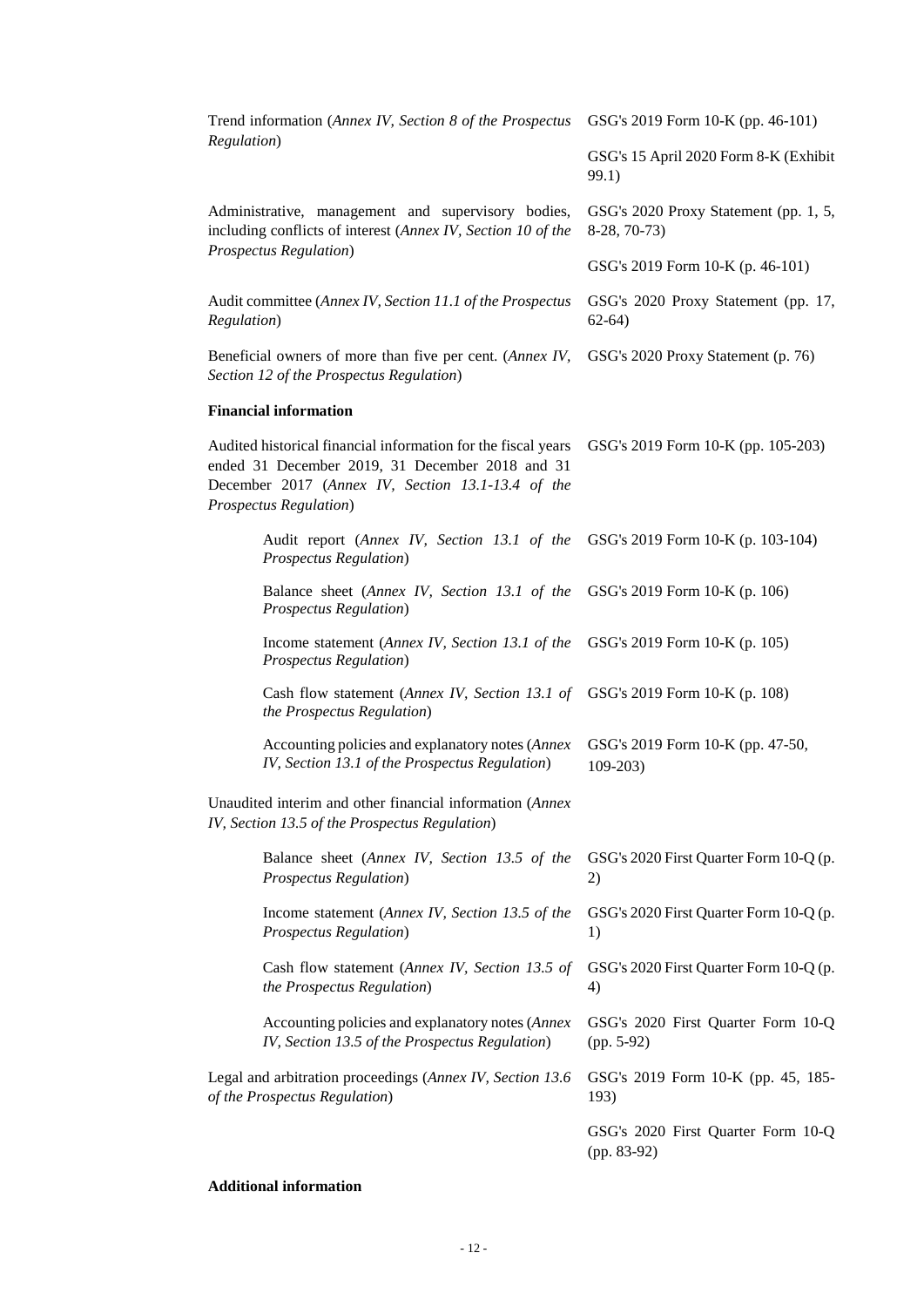| | |
|---|---|
| Trend information (*Annex IV, Section 8 of the Prospectus Regulation*) | GSG's 2019 Form 10-K (pp. 46-101) |
| | GSG's 15 April 2020 Form 8-K (Exhibit 99.1) |
| Administrative, management and supervisory bodies, including conflicts of interest (*Annex IV, Section 10 of the Prospectus Regulation*) | GSG's 2020 Proxy Statement (pp. 1, 5, 8-28, 70-73) |
| | GSG's 2019 Form 10-K (p. 46-101) |
| Audit committee (*Annex IV, Section 11.1 of the Prospectus Regulation*) | GSG's 2020 Proxy Statement (pp. 17, 62-64) |
| Beneficial owners of more than five per cent. (*Annex IV, Section 12 of the Prospectus Regulation*) | GSG's 2020 Proxy Statement (p. 76) |
| **Financial information** | |
| Audited historical financial information for the fiscal years ended 31 December 2019, 31 December 2018 and 31 December 2017 (*Annex IV, Section 13.1-13.4 of the Prospectus Regulation*) | GSG's 2019 Form 10-K (pp. 105-203) |
| Audit report (*Annex IV, Section 13.1 of the Prospectus Regulation*) | GSG's 2019 Form 10-K (p. 103-104) |
| Balance sheet (*Annex IV, Section 13.1 of the Prospectus Regulation*) | GSG's 2019 Form 10-K (p. 106) |
| Income statement (*Annex IV, Section 13.1 of the Prospectus Regulation*) | GSG's 2019 Form 10-K (p. 105) |
| Cash flow statement (*Annex IV, Section 13.1 of the Prospectus Regulation*) | GSG's 2019 Form 10-K (p. 108) |
| Accounting policies and explanatory notes (*Annex IV, Section 13.1 of the Prospectus Regulation*) | GSG's 2019 Form 10-K (pp. 47-50, 109-203) |
| Unaudited interim and other financial information (*Annex IV, Section 13.5 of the Prospectus Regulation*) | |
| Balance sheet (*Annex IV, Section 13.5 of the Prospectus Regulation*) | GSG's 2020 First Quarter Form 10-Q (p. 2) |
| Income statement (*Annex IV, Section 13.5 of the Prospectus Regulation*) | GSG's 2020 First Quarter Form 10-Q (p. 1) |
| Cash flow statement (*Annex IV, Section 13.5 of the Prospectus Regulation*) | GSG's 2020 First Quarter Form 10-Q (p. 4) |
| Accounting policies and explanatory notes (*Annex IV, Section 13.5 of the Prospectus Regulation*) | GSG's 2020 First Quarter Form 10-Q (pp. 5-92) |
| Legal and arbitration proceedings (*Annex IV, Section 13.6 of the Prospectus Regulation*) | GSG's 2019 Form 10-K (pp. 45, 185-193) |
| | GSG's 2020 First Quarter Form 10-Q (pp. 83-92) |

**Additional information**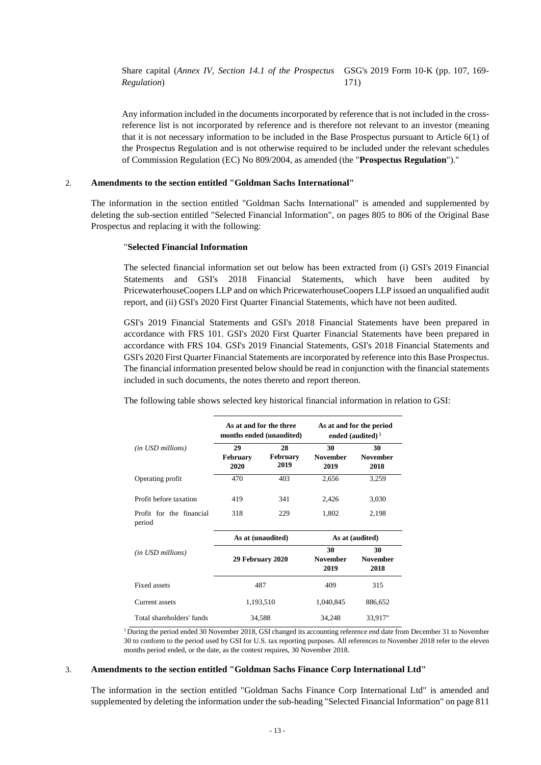| Share capital (*Annex IV, Section 14.1 of the Prospectus Regulation*) | GSG's 2019 Form 10-K (pp. 107, 169-171) |
|---|---|

Any information included in the documents incorporated by reference that is not included in the cross-reference list is not incorporated by reference and is therefore not relevant to an investor (meaning that it is not necessary information to be included in the Base Prospectus pursuant to Article 6(1) of the Prospectus Regulation and is not otherwise required to be included under the relevant schedules of Commission Regulation (EC) No 809/2004, as amended (the "**Prospectus Regulation**")."

2. **Amendments to the section entitled "Goldman Sachs International"**

The information in the section entitled "Goldman Sachs International" is amended and supplemented by deleting the sub-section entitled "Selected Financial Information", on pages 805 to 806 of the Original Base Prospectus and replacing it with the following:

"**Selected Financial Information**

The selected financial information set out below has been extracted from (i) GSI's 2019 Financial Statements and GSI's 2018 Financial Statements, which have been audited by PricewaterhouseCoopers LLP and on which PricewaterhouseCoopers LLP issued an unqualified audit report, and (ii) GSI's 2020 First Quarter Financial Statements, which have not been audited.

GSI's 2019 Financial Statements and GSI's 2018 Financial Statements have been prepared in accordance with FRS 101. GSI's 2020 First Quarter Financial Statements have been prepared in accordance with FRS 104. GSI's 2019 Financial Statements, GSI's 2018 Financial Statements and GSI's 2020 First Quarter Financial Statements are incorporated by reference into this Base Prospectus. The financial information presented below should be read in conjunction with the financial statements included in such documents, the notes thereto and report thereon.

The following table shows selected key historical financial information in relation to GSI:

| | **As at and for the three months ended (unaudited)** | | **As at and for the period ended (audited)** [1] | |
|---|---|---|---|---|
| *(in USD millions)* | **29 February 2020** | **28 February 2019** | **30 November 2019** | **30 November 2018** |
| Operating profit | 470 | 403 | 2,656 | 3,259 |
| Profit before taxation | 419 | 341 | 2,426 | 3,030 |
| Profit for the financial period | 318 | 229 | 1,802 | 2,198 |
| | **As at (unaudited)** | | **As at (audited)** | |
| *(in USD millions)* | **29 February 2020** | | **30 November 2019** | **30 November 2018** |
| Fixed assets | 487 | | 409 | 315 |
| Current assets | 1,193,510 | | 1,040,845 | 886,652 |
| Total shareholders' funds | 34,588 | | 34,248 | 33,917" |

[1] During the period ended 30 November 2018, GSI changed its accounting reference end date from December 31 to November 30 to conform to the period used by GSI for U.S. tax reporting purposes. All references to November 2018 refer to the eleven months period ended, or the date, as the context requires, 30 November 2018.

3. **Amendments to the section entitled "Goldman Sachs Finance Corp International Ltd"**

The information in the section entitled "Goldman Sachs Finance Corp International Ltd" is amended and supplemented by deleting the information under the sub-heading "Selected Financial Information" on page 811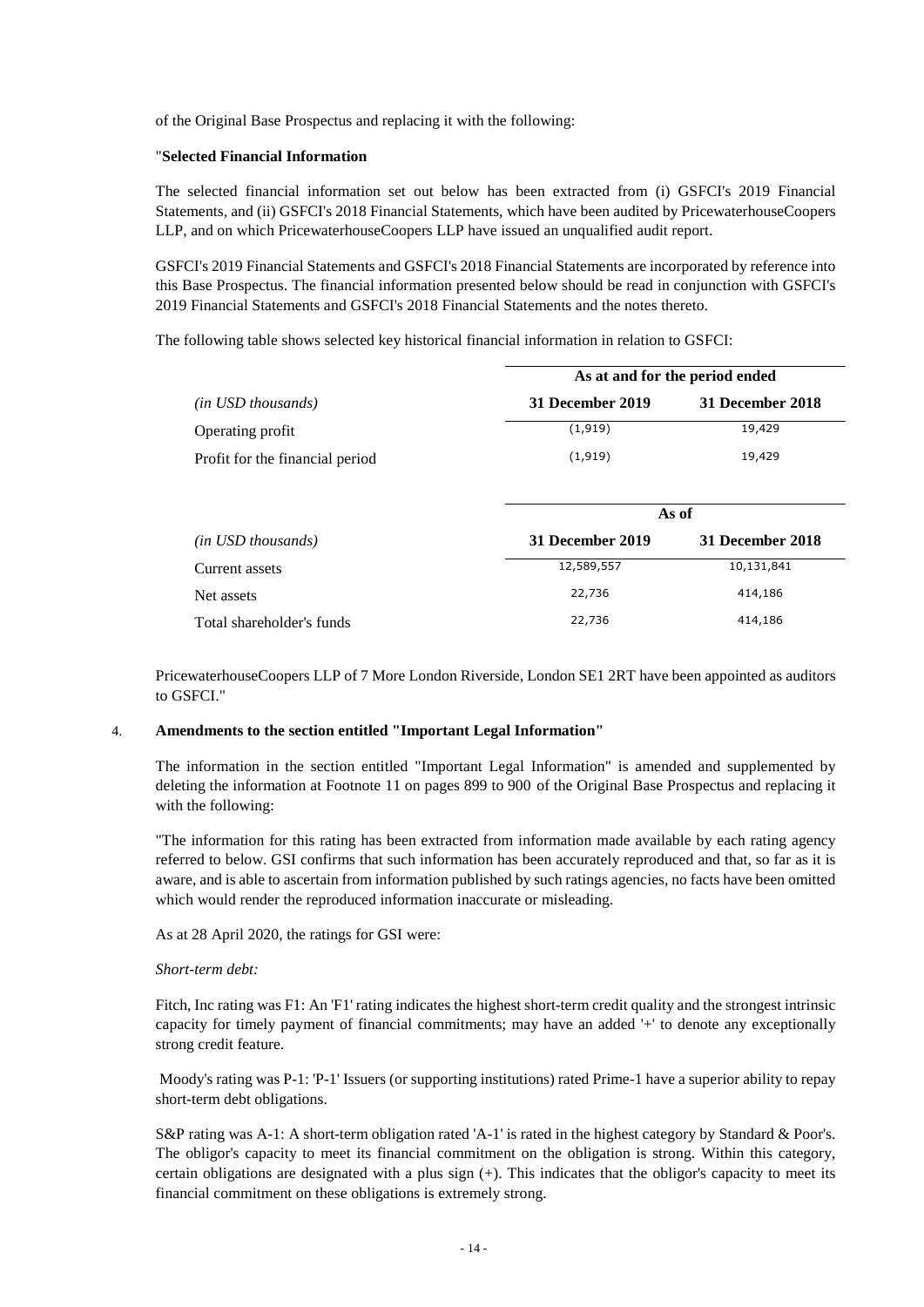of the Original Base Prospectus and replacing it with the following:

"**Selected Financial Information**

The selected financial information set out below has been extracted from (i) GSFCI's 2019 Financial Statements, and (ii) GSFCI's 2018 Financial Statements, which have been audited by PricewaterhouseCoopers LLP, and on which PricewaterhouseCoopers LLP have issued an unqualified audit report.

GSFCI's 2019 Financial Statements and GSFCI's 2018 Financial Statements are incorporated by reference into this Base Prospectus. The financial information presented below should be read in conjunction with GSFCI's 2019 Financial Statements and GSFCI's 2018 Financial Statements and the notes thereto.

The following table shows selected key historical financial information in relation to GSFCI:

| | **As at and for the period ended** | |
|---|---|---|
| *(in USD thousands)* | **31 December 2019** | **31 December 2018** |
| Operating profit | (1,919) | 19,429 |
| Profit for the financial period | (1,919) | 19,429 |

| | **As of** | |
|---|---|---|
| *(in USD thousands)* | **31 December 2019** | **31 December 2018** |
| Current assets | 12,589,557 | 10,131,841 |
| Net assets | 22,736 | 414,186 |
| Total shareholder's funds | 22,736 | 414,186 |

PricewaterhouseCoopers LLP of 7 More London Riverside, London SE1 2RT have been appointed as auditors to GSFCI."

4. **Amendments to the section entitled "Important Legal Information"**

The information in the section entitled "Important Legal Information" is amended and supplemented by deleting the information at Footnote 11 on pages 899 to 900 of the Original Base Prospectus and replacing it with the following:

"The information for this rating has been extracted from information made available by each rating agency referred to below. GSI confirms that such information has been accurately reproduced and that, so far as it is aware, and is able to ascertain from information published by such ratings agencies, no facts have been omitted which would render the reproduced information inaccurate or misleading.

As at 28 April 2020, the ratings for GSI were:

*Short-term debt:*

Fitch, Inc rating was F1: An 'F1' rating indicates the highest short-term credit quality and the strongest intrinsic capacity for timely payment of financial commitments; may have an added '+' to denote any exceptionally strong credit feature.

Moody's rating was P-1: 'P-1' Issuers (or supporting institutions) rated Prime-1 have a superior ability to repay short-term debt obligations.

S&P rating was A-1: A short-term obligation rated 'A-1' is rated in the highest category by Standard & Poor's. The obligor's capacity to meet its financial commitment on the obligation is strong. Within this category, certain obligations are designated with a plus sign (+). This indicates that the obligor's capacity to meet its financial commitment on these obligations is extremely strong.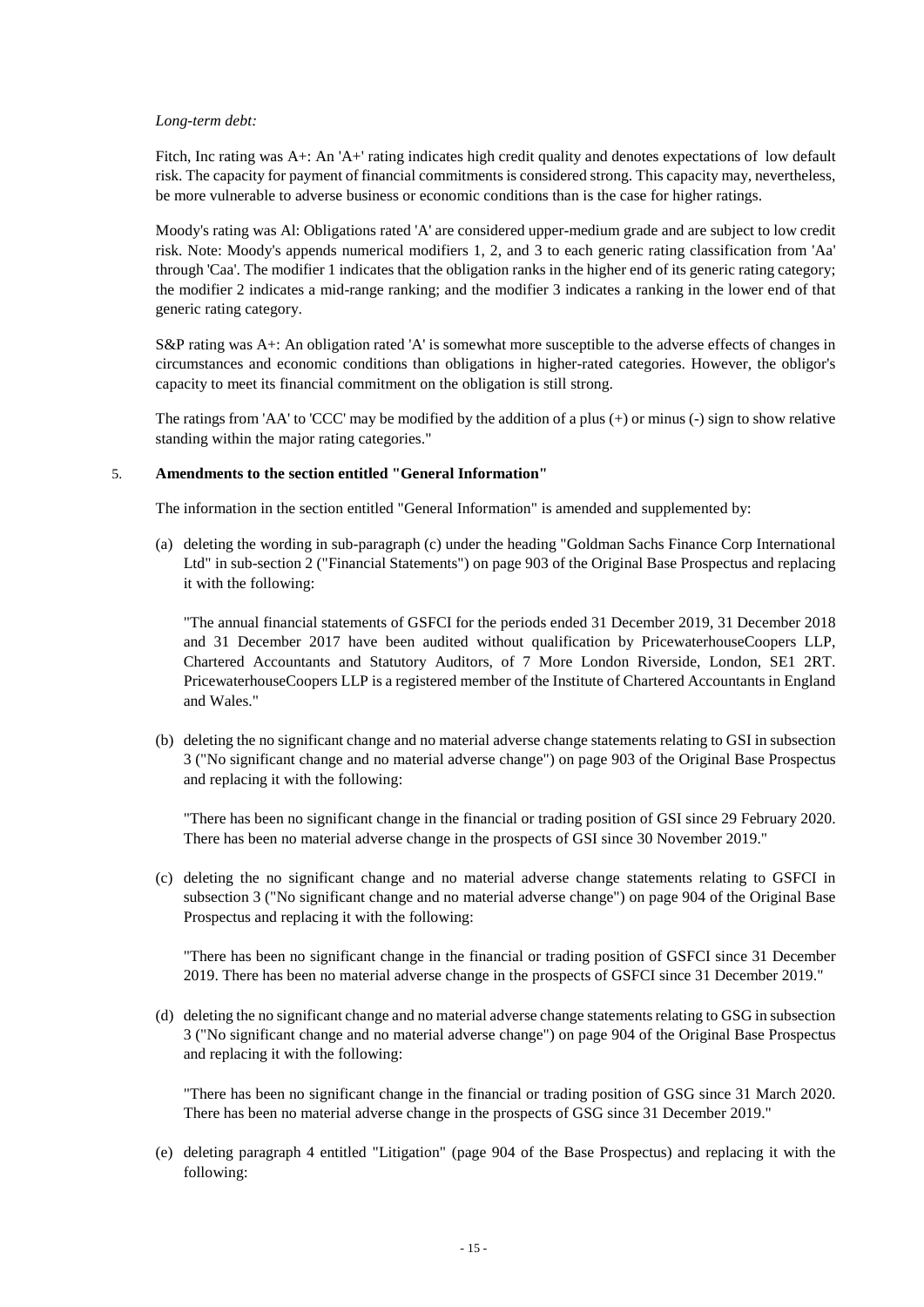*Long-term debt:*

Fitch, Inc rating was A+: An 'A+' rating indicates high credit quality and denotes expectations of low default risk. The capacity for payment of financial commitments is considered strong. This capacity may, nevertheless, be more vulnerable to adverse business or economic conditions than is the case for higher ratings.

Moody's rating was Al: Obligations rated 'A' are considered upper-medium grade and are subject to low credit risk. Note: Moody's appends numerical modifiers 1, 2, and 3 to each generic rating classification from 'Aa' through 'Caa'. The modifier 1 indicates that the obligation ranks in the higher end of its generic rating category; the modifier 2 indicates a mid-range ranking; and the modifier 3 indicates a ranking in the lower end of that generic rating category.

S&P rating was A+: An obligation rated 'A' is somewhat more susceptible to the adverse effects of changes in circumstances and economic conditions than obligations in higher-rated categories. However, the obligor's capacity to meet its financial commitment on the obligation is still strong.

The ratings from 'AA' to 'CCC' may be modified by the addition of a plus (+) or minus (-) sign to show relative standing within the major rating categories."

5. **Amendments to the section entitled "General Information"**

The information in the section entitled "General Information" is amended and supplemented by:

(a) deleting the wording in sub-paragraph (c) under the heading "Goldman Sachs Finance Corp International Ltd" in sub-section 2 ("Financial Statements") on page 903 of the Original Base Prospectus and replacing it with the following:

"The annual financial statements of GSFCI for the periods ended 31 December 2019, 31 December 2018 and 31 December 2017 have been audited without qualification by PricewaterhouseCoopers LLP, Chartered Accountants and Statutory Auditors, of 7 More London Riverside, London, SE1 2RT. PricewaterhouseCoopers LLP is a registered member of the Institute of Chartered Accountants in England and Wales."

(b) deleting the no significant change and no material adverse change statements relating to GSI in subsection 3 ("No significant change and no material adverse change") on page 903 of the Original Base Prospectus and replacing it with the following:

"There has been no significant change in the financial or trading position of GSI since 29 February 2020. There has been no material adverse change in the prospects of GSI since 30 November 2019."

(c) deleting the no significant change and no material adverse change statements relating to GSFCI in subsection 3 ("No significant change and no material adverse change") on page 904 of the Original Base Prospectus and replacing it with the following:

"There has been no significant change in the financial or trading position of GSFCI since 31 December 2019. There has been no material adverse change in the prospects of GSFCI since 31 December 2019."

(d) deleting the no significant change and no material adverse change statements relating to GSG in subsection 3 ("No significant change and no material adverse change") on page 904 of the Original Base Prospectus and replacing it with the following:

"There has been no significant change in the financial or trading position of GSG since 31 March 2020. There has been no material adverse change in the prospects of GSG since 31 December 2019."

(e) deleting paragraph 4 entitled "Litigation" (page 904 of the Base Prospectus) and replacing it with the following: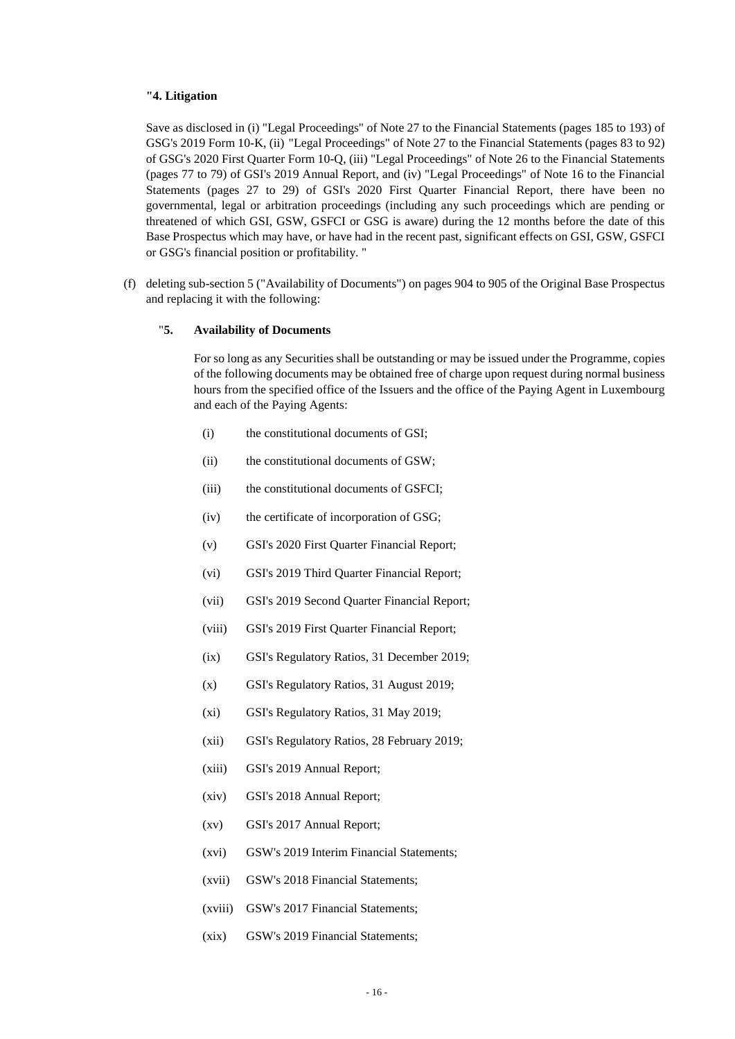**"4. Litigation**

Save as disclosed in (i) "Legal Proceedings" of Note 27 to the Financial Statements (pages 185 to 193) of GSG's 2019 Form 10-K, (ii) "Legal Proceedings" of Note 27 to the Financial Statements (pages 83 to 92) of GSG's 2020 First Quarter Form 10-Q, (iii) "Legal Proceedings" of Note 26 to the Financial Statements (pages 77 to 79) of GSI's 2019 Annual Report, and (iv) "Legal Proceedings" of Note 16 to the Financial Statements (pages 27 to 29) of GSI's 2020 First Quarter Financial Report, there have been no governmental, legal or arbitration proceedings (including any such proceedings which are pending or threatened of which GSI, GSW, GSFCI or GSG is aware) during the 12 months before the date of this Base Prospectus which may have, or have had in the recent past, significant effects on GSI, GSW, GSFCI or GSG's financial position or profitability. "

(f) deleting sub-section 5 ("Availability of Documents") on pages 904 to 905 of the Original Base Prospectus and replacing it with the following:

"**5. Availability of Documents**

For so long as any Securities shall be outstanding or may be issued under the Programme, copies of the following documents may be obtained free of charge upon request during normal business hours from the specified office of the Issuers and the office of the Paying Agent in Luxembourg and each of the Paying Agents:

(i) the constitutional documents of GSI;

(ii) the constitutional documents of GSW;

(iii) the constitutional documents of GSFCI;

(iv) the certificate of incorporation of GSG;

(v) GSI's 2020 First Quarter Financial Report;

(vi) GSI's 2019 Third Quarter Financial Report;

(vii) GSI's 2019 Second Quarter Financial Report;

(viii) GSI's 2019 First Quarter Financial Report;

(ix) GSI's Regulatory Ratios, 31 December 2019;

(x) GSI's Regulatory Ratios, 31 August 2019;

(xi) GSI's Regulatory Ratios, 31 May 2019;

(xii) GSI's Regulatory Ratios, 28 February 2019;

(xiii) GSI's 2019 Annual Report;

(xiv) GSI's 2018 Annual Report;

(xv) GSI's 2017 Annual Report;

(xvi) GSW's 2019 Interim Financial Statements;

(xvii) GSW's 2018 Financial Statements;

(xviii) GSW's 2017 Financial Statements;

(xix) GSW's 2019 Financial Statements;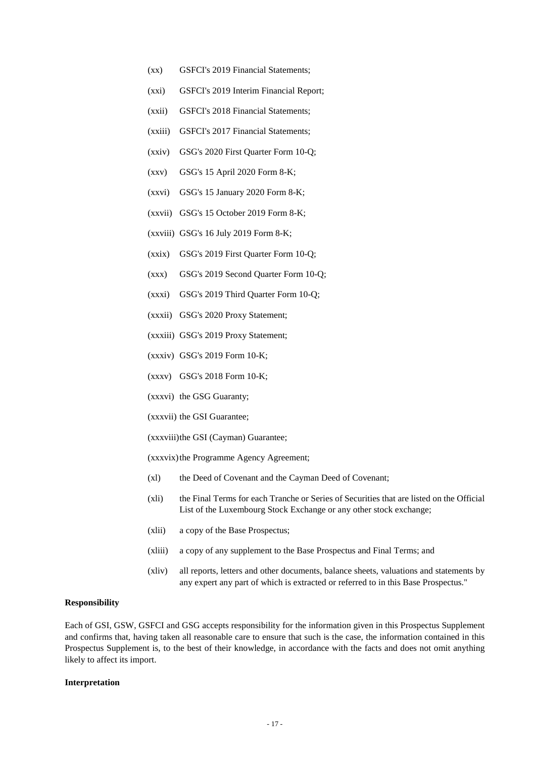(xx) GSFCI's 2019 Financial Statements;

(xxi) GSFCI's 2019 Interim Financial Report;

(xxii) GSFCI's 2018 Financial Statements;

(xxiii) GSFCI's 2017 Financial Statements;

(xxiv) GSG's 2020 First Quarter Form 10-Q;

(xxv) GSG's 15 April 2020 Form 8-K;

(xxvi) GSG's 15 January 2020 Form 8-K;

(xxvii) GSG's 15 October 2019 Form 8-K;

(xxviii) GSG's 16 July 2019 Form 8-K;

(xxix) GSG's 2019 First Quarter Form 10-Q;

(xxx) GSG's 2019 Second Quarter Form 10-Q;

(xxxi) GSG's 2019 Third Quarter Form 10-Q;

(xxxii) GSG's 2020 Proxy Statement;

(xxxiii) GSG's 2019 Proxy Statement;

(xxxiv) GSG's 2019 Form 10-K;

(xxxv) GSG's 2018 Form 10-K;

(xxxvi) the GSG Guaranty;

(xxxvii) the GSI Guarantee;

(xxxviii) the GSI (Cayman) Guarantee;

(xxxvix) the Programme Agency Agreement;

(xl) the Deed of Covenant and the Cayman Deed of Covenant;

(xli) the Final Terms for each Tranche or Series of Securities that are listed on the Official List of the Luxembourg Stock Exchange or any other stock exchange;

(xlii) a copy of the Base Prospectus;

(xliii) a copy of any supplement to the Base Prospectus and Final Terms; and

(xliv) all reports, letters and other documents, balance sheets, valuations and statements by any expert any part of which is extracted or referred to in this Base Prospectus."

**Responsibility**

Each of GSI, GSW, GSFCI and GSG accepts responsibility for the information given in this Prospectus Supplement and confirms that, having taken all reasonable care to ensure that such is the case, the information contained in this Prospectus Supplement is, to the best of their knowledge, in accordance with the facts and does not omit anything likely to affect its import.

**Interpretation**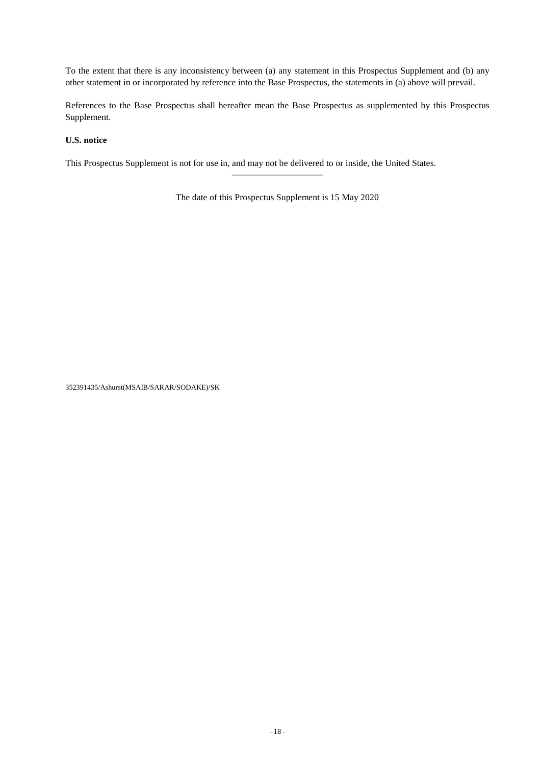To the extent that there is any inconsistency between (a) any statement in this Prospectus Supplement and (b) any other statement in or incorporated by reference into the Base Prospectus, the statements in (a) above will prevail.

References to the Base Prospectus shall hereafter mean the Base Prospectus as supplemented by this Prospectus Supplement.

**U.S. notice**

This Prospectus Supplement is not for use in, and may not be delivered to or inside, the United States.

---

The date of this Prospectus Supplement is 15 May 2020

352391435/Ashurst(MSAIB/SARAR/SODAKE)/SK